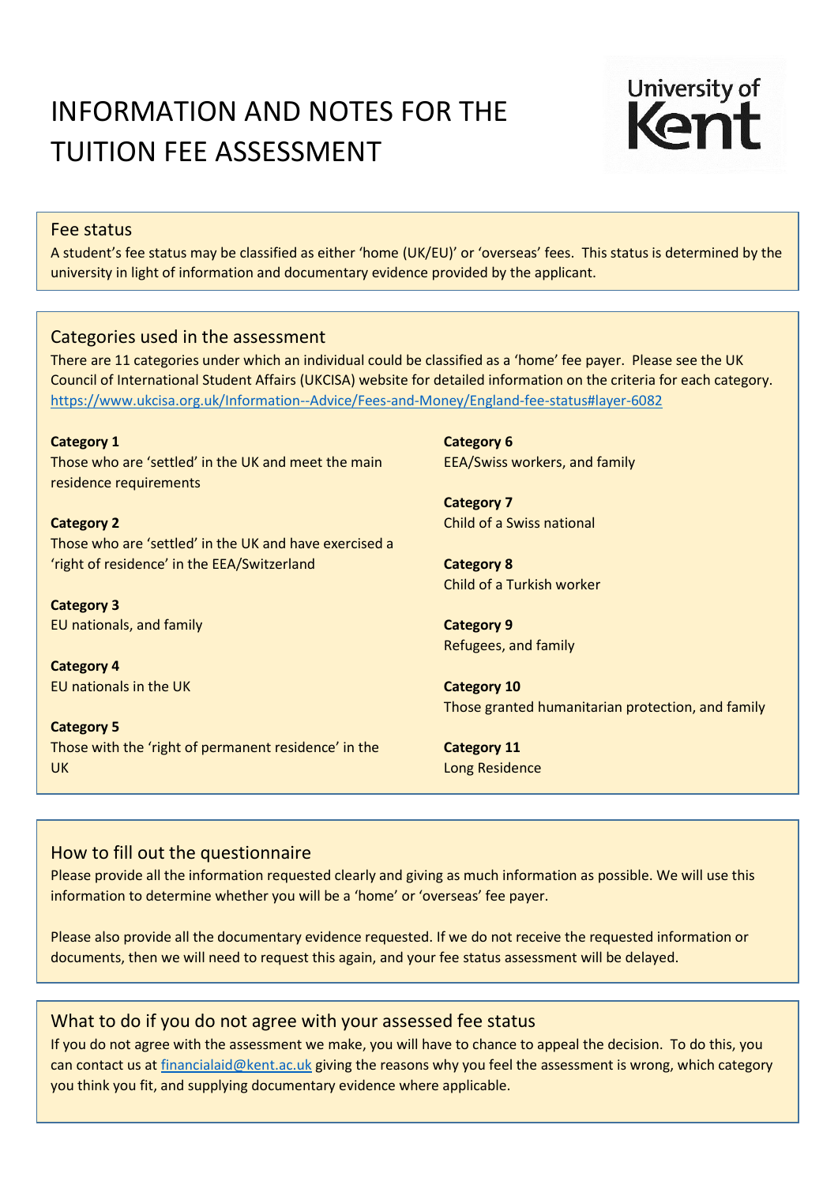# INFORMATION AND NOTES FOR THE TUITION FEE ASSESSMENT

## Fee status

A student's fee status may be classified as either 'home (UK/EU)' or 'overseas' fees. This status is determined by the university in light of information and documentary evidence provided by the applicant.

## Categories used in the assessment

There are 11 categories under which an individual could be classified as a 'home' fee payer. Please see the UK Council of International Student Affairs (UKCISA) website for detailed information on the criteria for each category. https://www.ukcisa.org.uk/Information--Advice/Fees-and-Money/England-fee-status#layer-6082

**Category 1**
Those who are 'settled' in the UK and meet the main residence requirements

**Category 2**
Those who are 'settled' in the UK and have exercised a 'right of residence' in the EEA/Switzerland

**Category 3**
EU nationals, and family

**Category 4**
EU nationals in the UK

**Category 5**
Those with the 'right of permanent residence' in the UK

**Category 6**
EEA/Swiss workers, and family

**Category 7**
Child of a Swiss national

**Category 8**
Child of a Turkish worker

**Category 9**
Refugees, and family

**Category 10**
Those granted humanitarian protection, and family

**Category 11**
Long Residence

## How to fill out the questionnaire

Please provide all the information requested clearly and giving as much information as possible. We will use this information to determine whether you will be a 'home' or 'overseas' fee payer.

Please also provide all the documentary evidence requested. If we do not receive the requested information or documents, then we will need to request this again, and your fee status assessment will be delayed.

## What to do if you do not agree with your assessed fee status

If you do not agree with the assessment we make, you will have to chance to appeal the decision. To do this, you can contact us at financialaid@kent.ac.uk giving the reasons why you feel the assessment is wrong, which category you think you fit, and supplying documentary evidence where applicable.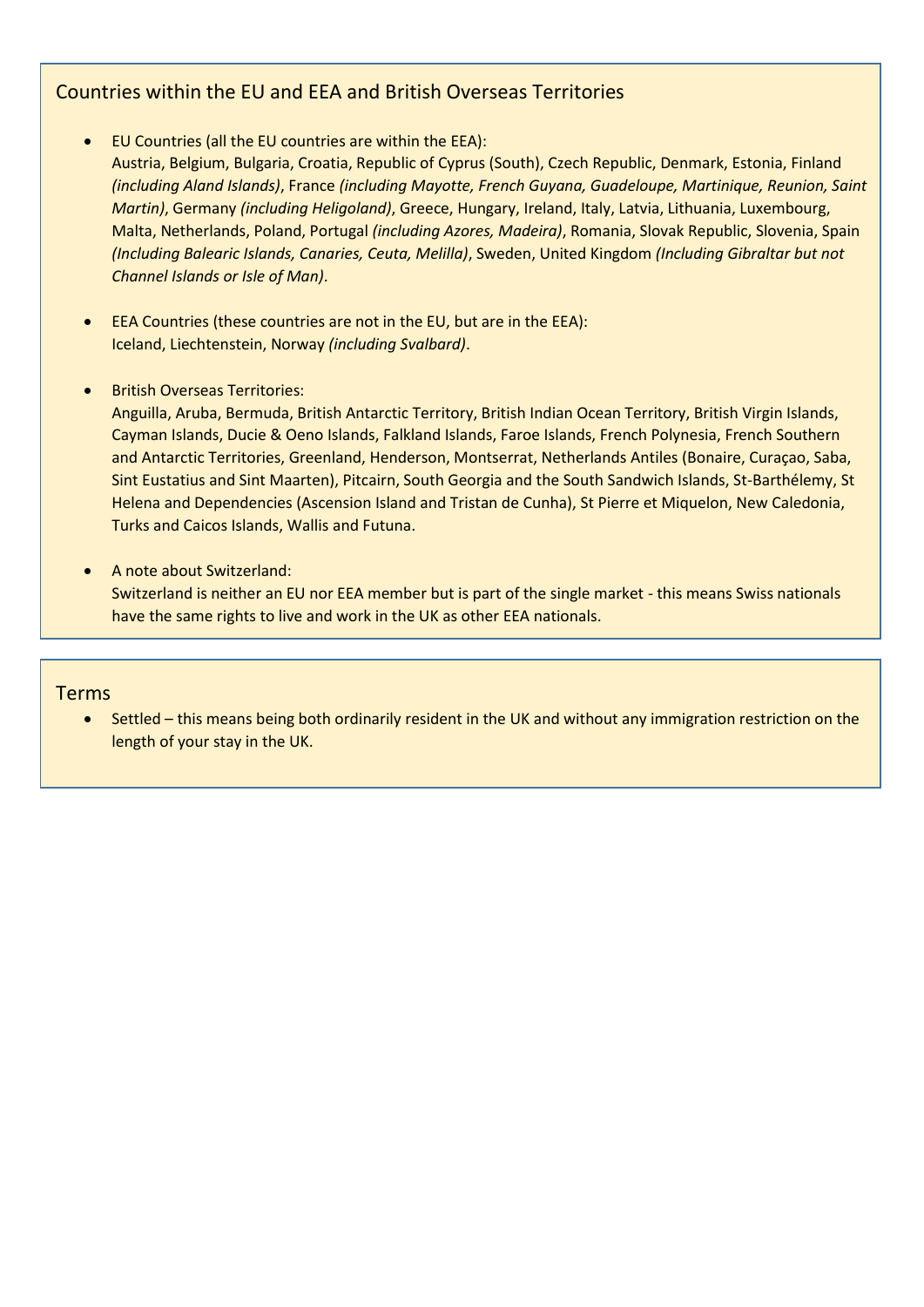## Countries within the EU and EEA and British Overseas Territories

- EU Countries (all the EU countries are within the EEA):
  Austria, Belgium, Bulgaria, Croatia, Republic of Cyprus (South), Czech Republic, Denmark, Estonia, Finland *(including Aland Islands)*, France *(including Mayotte, French Guyana, Guadeloupe, Martinique, Reunion, Saint Martin)*, Germany *(including Heligoland)*, Greece, Hungary, Ireland, Italy, Latvia, Lithuania, Luxembourg, Malta, Netherlands, Poland, Portugal *(including Azores, Madeira)*, Romania, Slovak Republic, Slovenia, Spain *(Including Balearic Islands, Canaries, Ceuta, Melilla)*, Sweden, United Kingdom *(Including Gibraltar but not Channel Islands or Isle of Man)*.

- EEA Countries (these countries are not in the EU, but are in the EEA):
  Iceland, Liechtenstein, Norway *(including Svalbard)*.

- British Overseas Territories:
  Anguilla, Aruba, Bermuda, British Antarctic Territory, British Indian Ocean Territory, British Virgin Islands, Cayman Islands, Ducie & Oeno Islands, Falkland Islands, Faroe Islands, French Polynesia, French Southern and Antarctic Territories, Greenland, Henderson, Montserrat, Netherlands Antiles (Bonaire, Curaçao, Saba, Sint Eustatius and Sint Maarten), Pitcairn, South Georgia and the South Sandwich Islands, St-Barthélemy, St Helena and Dependencies (Ascension Island and Tristan de Cunha), St Pierre et Miquelon, New Caledonia, Turks and Caicos Islands, Wallis and Futuna.

- A note about Switzerland:
  Switzerland is neither an EU nor EEA member but is part of the single market - this means Swiss nationals have the same rights to live and work in the UK as other EEA nationals.

## Terms

- Settled – this means being both ordinarily resident in the UK and without any immigration restriction on the length of your stay in the UK.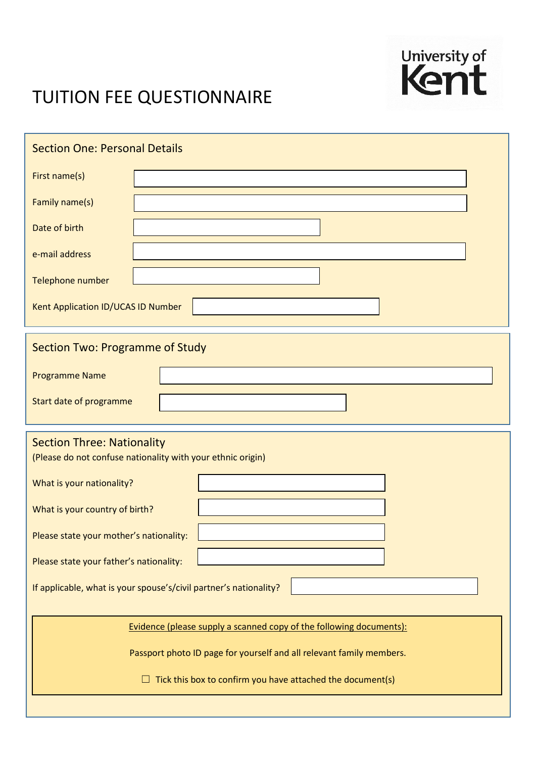# TUITION FEE QUESTIONNAIRE

University of Kent

## Section One: Personal Details

First name(s)

Family name(s)

Date of birth

e-mail address

Telephone number

Kent Application ID/UCAS ID Number

## Section Two: Programme of Study

Programme Name

Start date of programme

## Section Three: Nationality

(Please do not confuse nationality with your ethnic origin)

What is your nationality?

What is your country of birth?

Please state your mother's nationality:

Please state your father's nationality:

If applicable, what is your spouse's/civil partner's nationality?

Evidence (please supply a scanned copy of the following documents):

Passport photo ID page for yourself and all relevant family members.

☐ Tick this box to confirm you have attached the document(s)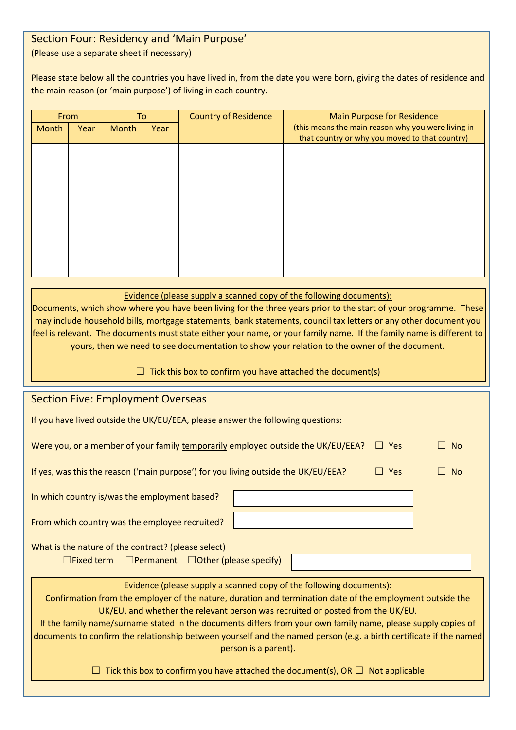## Section Four: Residency and 'Main Purpose'

(Please use a separate sheet if necessary)

Please state below all the countries you have lived in, from the date you were born, giving the dates of residence and the main reason (or 'main purpose') of living in each country.

| From | | To | | Country of Residence | Main Purpose for Residence (this means the main reason why you were living in that country or why you moved to that country) |
|---|---|---|---|---|---|
| Month | Year | Month | Year | | |
| | | | | | |

Evidence (please supply a scanned copy of the following documents):

Documents, which show where you have been living for the three years prior to the start of your programme. These may include household bills, mortgage statements, bank statements, council tax letters or any other document you feel is relevant. The documents must state either your name, or your family name. If the family name is different to yours, then we need to see documentation to show your relation to the owner of the document.

☐ Tick this box to confirm you have attached the document(s)

## Section Five: Employment Overseas

If you have lived outside the UK/EU/EEA, please answer the following questions:

Were you, or a member of your family temporarily employed outside the UK/EU/EEA? ☐ Yes ☐ No

If yes, was this the reason ('main purpose') for you living outside the UK/EU/EEA? ☐ Yes ☐ No

In which country is/was the employment based?

From which country was the employee recruited?

What is the nature of the contract? (please select)

☐Fixed term ☐Permanent ☐Other (please specify)

Evidence (please supply a scanned copy of the following documents):

Confirmation from the employer of the nature, duration and termination date of the employment outside the UK/EU, and whether the relevant person was recruited or posted from the UK/EU.

If the family name/surname stated in the documents differs from your own family name, please supply copies of documents to confirm the relationship between yourself and the named person (e.g. a birth certificate if the named person is a parent).

☐ Tick this box to confirm you have attached the document(s), OR ☐ Not applicable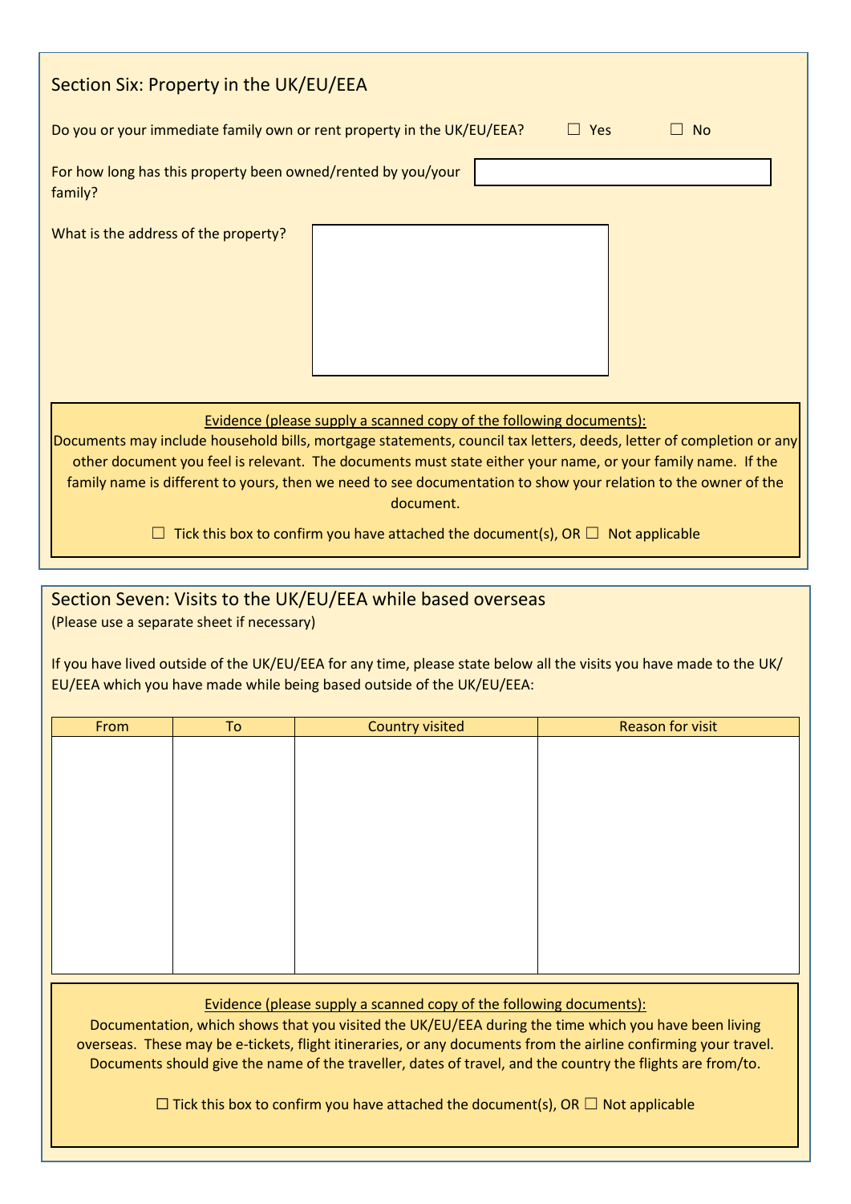## Section Six: Property in the UK/EU/EEA

Do you or your immediate family own or rent property in the UK/EU/EEA? ☐ Yes ☐ No

For how long has this property been owned/rented by you/your family?

What is the address of the property?

Evidence (please supply a scanned copy of the following documents):

Documents may include household bills, mortgage statements, council tax letters, deeds, letter of completion or any other document you feel is relevant. The documents must state either your name, or your family name. If the family name is different to yours, then we need to see documentation to show your relation to the owner of the document.

☐ Tick this box to confirm you have attached the document(s), OR ☐ Not applicable

## Section Seven: Visits to the UK/EU/EEA while based overseas

(Please use a separate sheet if necessary)

If you have lived outside of the UK/EU/EEA for any time, please state below all the visits you have made to the UK/EU/EEA which you have made while being based outside of the UK/EU/EEA:

| From | To | Country visited | Reason for visit |
|---|---|---|---|
| | | | |

Evidence (please supply a scanned copy of the following documents):

Documentation, which shows that you visited the UK/EU/EEA during the time which you have been living overseas. These may be e-tickets, flight itineraries, or any documents from the airline confirming your travel. Documents should give the name of the traveller, dates of travel, and the country the flights are from/to.

☐ Tick this box to confirm you have attached the document(s), OR ☐ Not applicable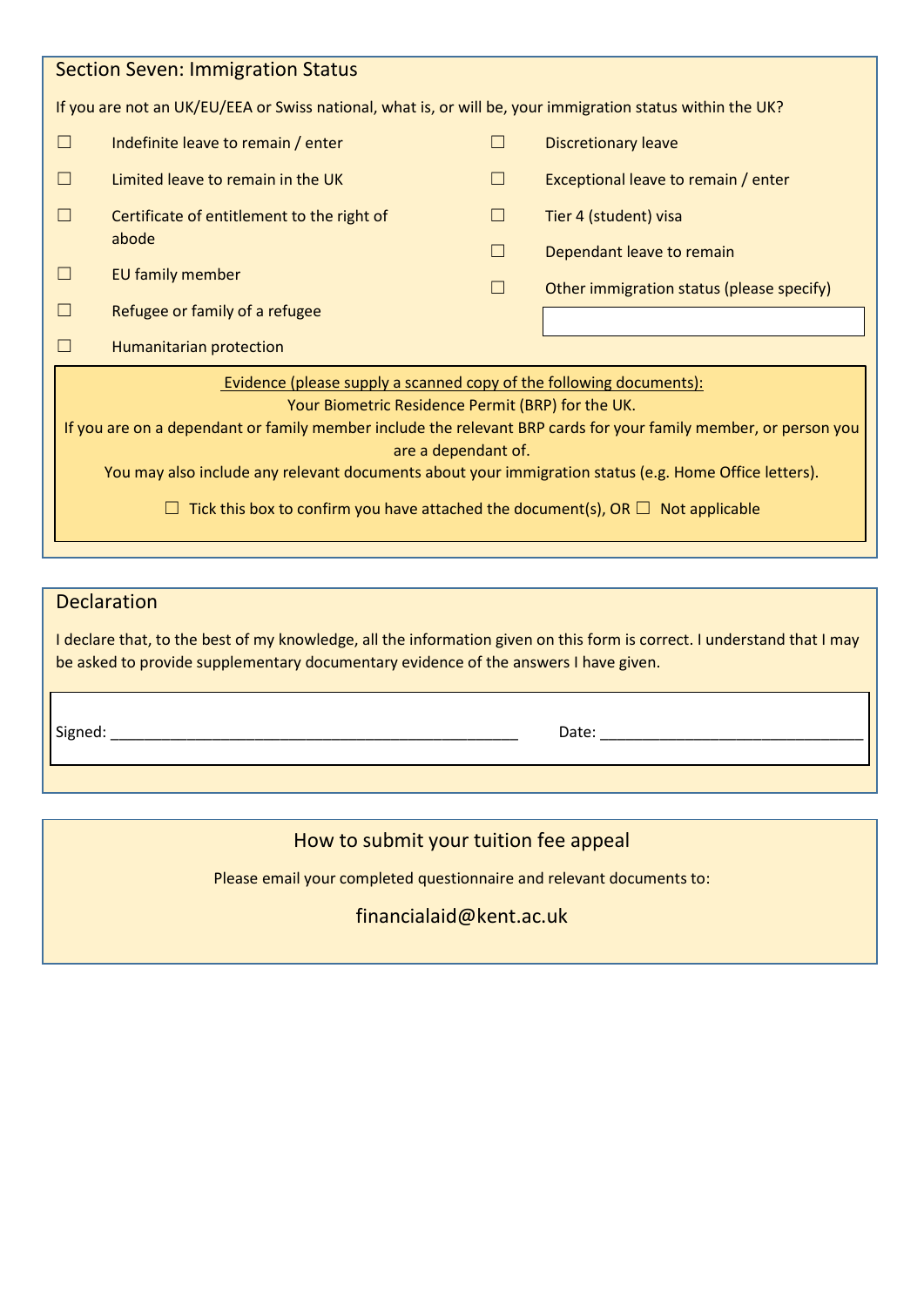## Section Seven: Immigration Status

If you are not an UK/EU/EEA or Swiss national, what is, or will be, your immigration status within the UK?

- ☐ Indefinite leave to remain / enter
- ☐ Limited leave to remain in the UK
- ☐ Certificate of entitlement to the right of abode
- ☐ EU family member
- ☐ Refugee or family of a refugee
- ☐ Humanitarian protection
- ☐ Discretionary leave
- ☐ Exceptional leave to remain / enter
- ☐ Tier 4 (student) visa
- ☐ Dependant leave to remain
- ☐ Other immigration status (please specify)

Evidence (please supply a scanned copy of the following documents):

Your Biometric Residence Permit (BRP) for the UK.

If you are on a dependant or family member include the relevant BRP cards for your family member, or person you are a dependant of.

You may also include any relevant documents about your immigration status (e.g. Home Office letters).

☐ Tick this box to confirm you have attached the document(s), OR ☐ Not applicable

## Declaration

I declare that, to the best of my knowledge, all the information given on this form is correct. I understand that I may be asked to provide supplementary documentary evidence of the answers I have given.

Signed: ________________________________________________ Date: _______________________________

## How to submit your tuition fee appeal

Please email your completed questionnaire and relevant documents to:

financialaid@kent.ac.uk